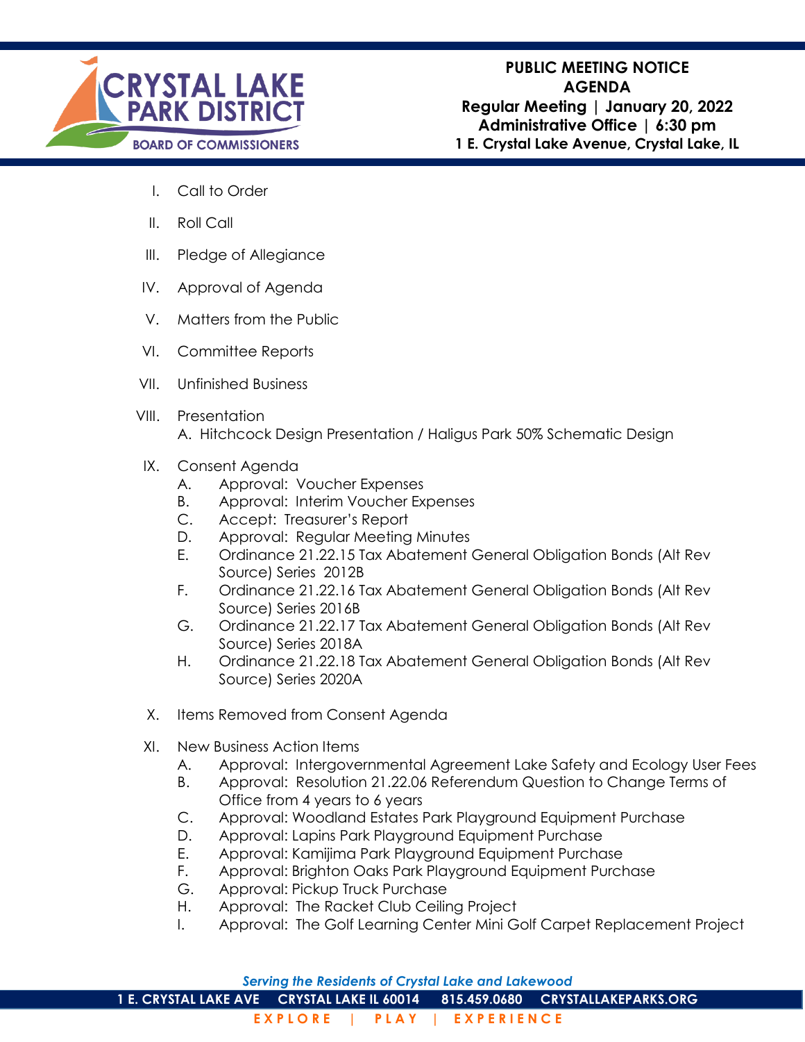**CRYSTAL LAKE PARK DISTRICT**
**BOARD OF COMMISSIONERS**

# PUBLIC MEETING NOTICE
## AGENDA
**Regular Meeting | January 20, 2022**
**Administrative Office | 6:30 pm**
**1 E. Crystal Lake Avenue, Crystal Lake, IL**

I. Call to Order

II. Roll Call

III. Pledge of Allegiance

IV. Approval of Agenda

V. Matters from the Public

VI. Committee Reports

VII. Unfinished Business

VIII. Presentation
   A. Hitchcock Design Presentation / Haligus Park 50% Schematic Design

IX. Consent Agenda
   A. Approval: Voucher Expenses
   B. Approval: Interim Voucher Expenses
   C. Accept: Treasurer's Report
   D. Approval: Regular Meeting Minutes
   E. Ordinance 21.22.15 Tax Abatement General Obligation Bonds (Alt Rev Source) Series 2012B
   F. Ordinance 21.22.16 Tax Abatement General Obligation Bonds (Alt Rev Source) Series 2016B
   G. Ordinance 21.22.17 Tax Abatement General Obligation Bonds (Alt Rev Source) Series 2018A
   H. Ordinance 21.22.18 Tax Abatement General Obligation Bonds (Alt Rev Source) Series 2020A

X. Items Removed from Consent Agenda

XI. New Business Action Items
   A. Approval: Intergovernmental Agreement Lake Safety and Ecology User Fees
   B. Approval: Resolution 21.22.06 Referendum Question to Change Terms of Office from 4 years to 6 years
   C. Approval: Woodland Estates Park Playground Equipment Purchase
   D. Approval: Lapins Park Playground Equipment Purchase
   E. Approval: Kamijima Park Playground Equipment Purchase
   F. Approval: Brighton Oaks Park Playground Equipment Purchase
   G. Approval: Pickup Truck Purchase
   H. Approval: The Racket Club Ceiling Project
   I. Approval: The Golf Learning Center Mini Golf Carpet Replacement Project

*Serving the Residents of Crystal Lake and Lakewood*

1 E. CRYSTAL LAKE AVE   CRYSTAL LAKE IL 60014   815.459.0680   CRYSTALLAKEPARKS.ORG

EXPLORE | PLAY | EXPERIENCE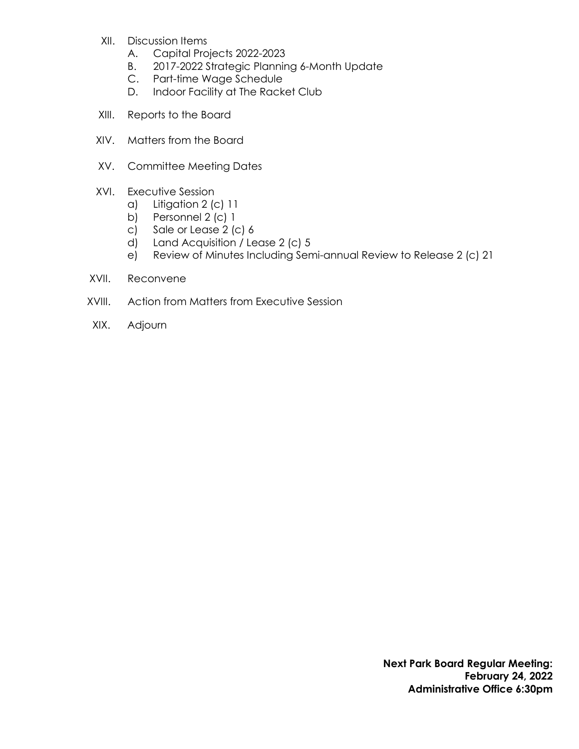XII. Discussion Items
   A. Capital Projects 2022-2023
   B. 2017-2022 Strategic Planning 6-Month Update
   C. Part-time Wage Schedule
   D. Indoor Facility at The Racket Club

XIII. Reports to the Board

XIV. Matters from the Board

XV. Committee Meeting Dates

XVI. Executive Session
   a) Litigation 2 (c) 11
   b) Personnel 2 (c) 1
   c) Sale or Lease 2 (c) 6
   d) Land Acquisition / Lease 2 (c) 5
   e) Review of Minutes Including Semi-annual Review to Release 2 (c) 21

XVII. Reconvene

XVIII. Action from Matters from Executive Session

XIX. Adjourn

**Next Park Board Regular Meeting:**
**February 24, 2022**
**Administrative Office 6:30pm**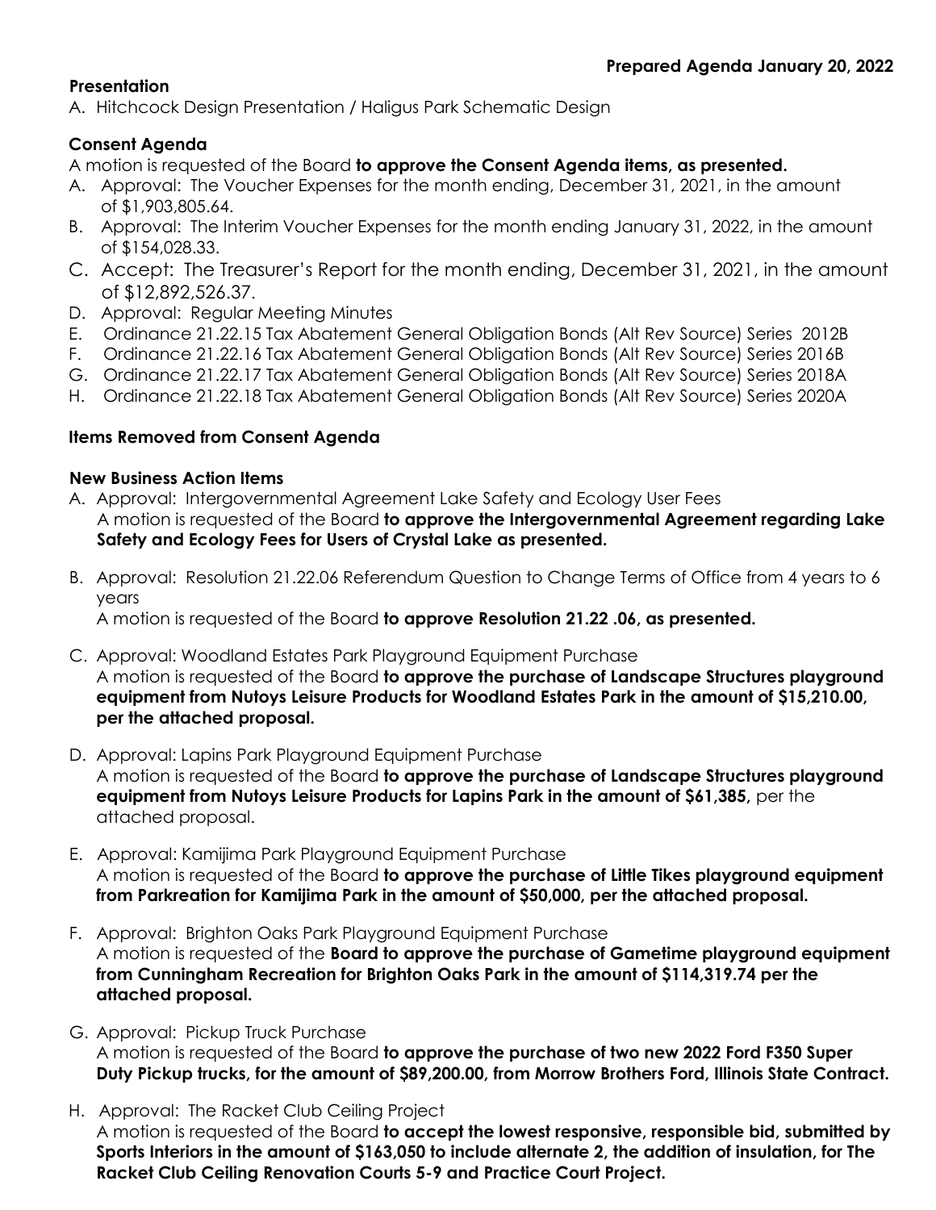**Prepared Agenda January 20, 2022**

**Presentation**

A. Hitchcock Design Presentation / Haligus Park Schematic Design

**Consent Agenda**

A motion is requested of the Board **to approve the Consent Agenda items, as presented.**

A. Approval: The Voucher Expenses for the month ending, December 31, 2021, in the amount of $1,903,805.64.
B. Approval: The Interim Voucher Expenses for the month ending January 31, 2022, in the amount of $154,028.33.
C. Accept: The Treasurer's Report for the month ending, December 31, 2021, in the amount of $12,892,526.37.
D. Approval: Regular Meeting Minutes
E. Ordinance 21.22.15 Tax Abatement General Obligation Bonds (Alt Rev Source) Series 2012B
F. Ordinance 21.22.16 Tax Abatement General Obligation Bonds (Alt Rev Source) Series 2016B
G. Ordinance 21.22.17 Tax Abatement General Obligation Bonds (Alt Rev Source) Series 2018A
H. Ordinance 21.22.18 Tax Abatement General Obligation Bonds (Alt Rev Source) Series 2020A

**Items Removed from Consent Agenda**

**New Business Action Items**

A. Approval: Intergovernmental Agreement Lake Safety and Ecology User Fees
   A motion is requested of the Board **to approve the Intergovernmental Agreement regarding Lake Safety and Ecology Fees for Users of Crystal Lake as presented.**

B. Approval: Resolution 21.22.06 Referendum Question to Change Terms of Office from 4 years to 6 years
   A motion is requested of the Board **to approve Resolution 21.22 .06, as presented.**

C. Approval: Woodland Estates Park Playground Equipment Purchase
   A motion is requested of the Board **to approve the purchase of Landscape Structures playground equipment from Nutoys Leisure Products for Woodland Estates Park in the amount of $15,210.00, per the attached proposal.**

D. Approval: Lapins Park Playground Equipment Purchase
   A motion is requested of the Board **to approve the purchase of Landscape Structures playground equipment from Nutoys Leisure Products for Lapins Park in the amount of $61,385,** per the attached proposal.

E. Approval: Kamijima Park Playground Equipment Purchase
   A motion is requested of the Board **to approve the purchase of Little Tikes playground equipment from Parkreation for Kamijima Park in the amount of $50,000, per the attached proposal.**

F. Approval: Brighton Oaks Park Playground Equipment Purchase
   A motion is requested of the **Board to approve the purchase of Gametime playground equipment from Cunningham Recreation for Brighton Oaks Park in the amount of $114,319.74 per the attached proposal.**

G. Approval: Pickup Truck Purchase
   A motion is requested of the Board **to approve the purchase of two new 2022 Ford F350 Super Duty Pickup trucks, for the amount of $89,200.00, from Morrow Brothers Ford, Illinois State Contract.**

H. Approval: The Racket Club Ceiling Project
   A motion is requested of the Board **to accept the lowest responsive, responsible bid, submitted by Sports Interiors in the amount of $163,050 to include alternate 2, the addition of insulation, for The Racket Club Ceiling Renovation Courts 5-9 and Practice Court Project.**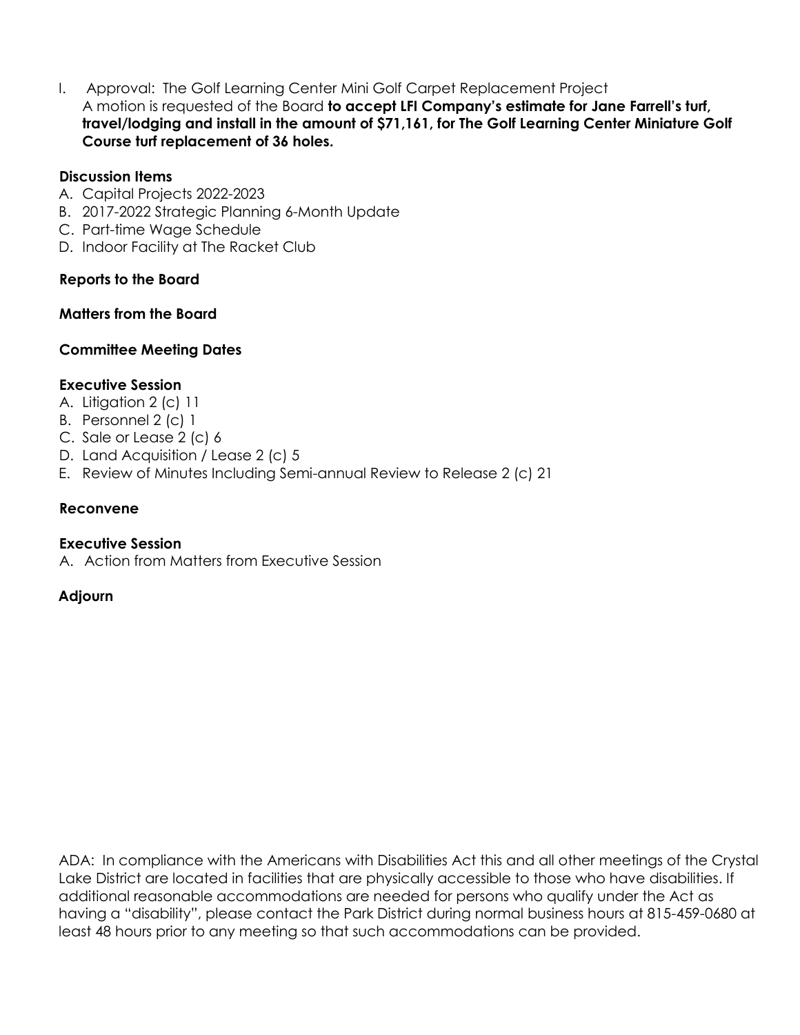I. Approval: The Golf Learning Center Mini Golf Carpet Replacement Project
A motion is requested of the Board **to accept LFI Company's estimate for Jane Farrell's turf, travel/lodging and install in the amount of $71,161, for The Golf Learning Center Miniature Golf Course turf replacement of 36 holes.**

**Discussion Items**

A. Capital Projects 2022-2023
B. 2017-2022 Strategic Planning 6-Month Update
C. Part-time Wage Schedule
D. Indoor Facility at The Racket Club

**Reports to the Board**

**Matters from the Board**

**Committee Meeting Dates**

**Executive Session**

A. Litigation 2 (c) 11
B. Personnel 2 (c) 1
C. Sale or Lease 2 (c) 6
D. Land Acquisition / Lease 2 (c) 5
E. Review of Minutes Including Semi-annual Review to Release 2 (c) 21

**Reconvene**

**Executive Session**

A. Action from Matters from Executive Session

**Adjourn**

ADA: In compliance with the Americans with Disabilities Act this and all other meetings of the Crystal Lake District are located in facilities that are physically accessible to those who have disabilities. If additional reasonable accommodations are needed for persons who qualify under the Act as having a "disability", please contact the Park District during normal business hours at 815-459-0680 at least 48 hours prior to any meeting so that such accommodations can be provided.